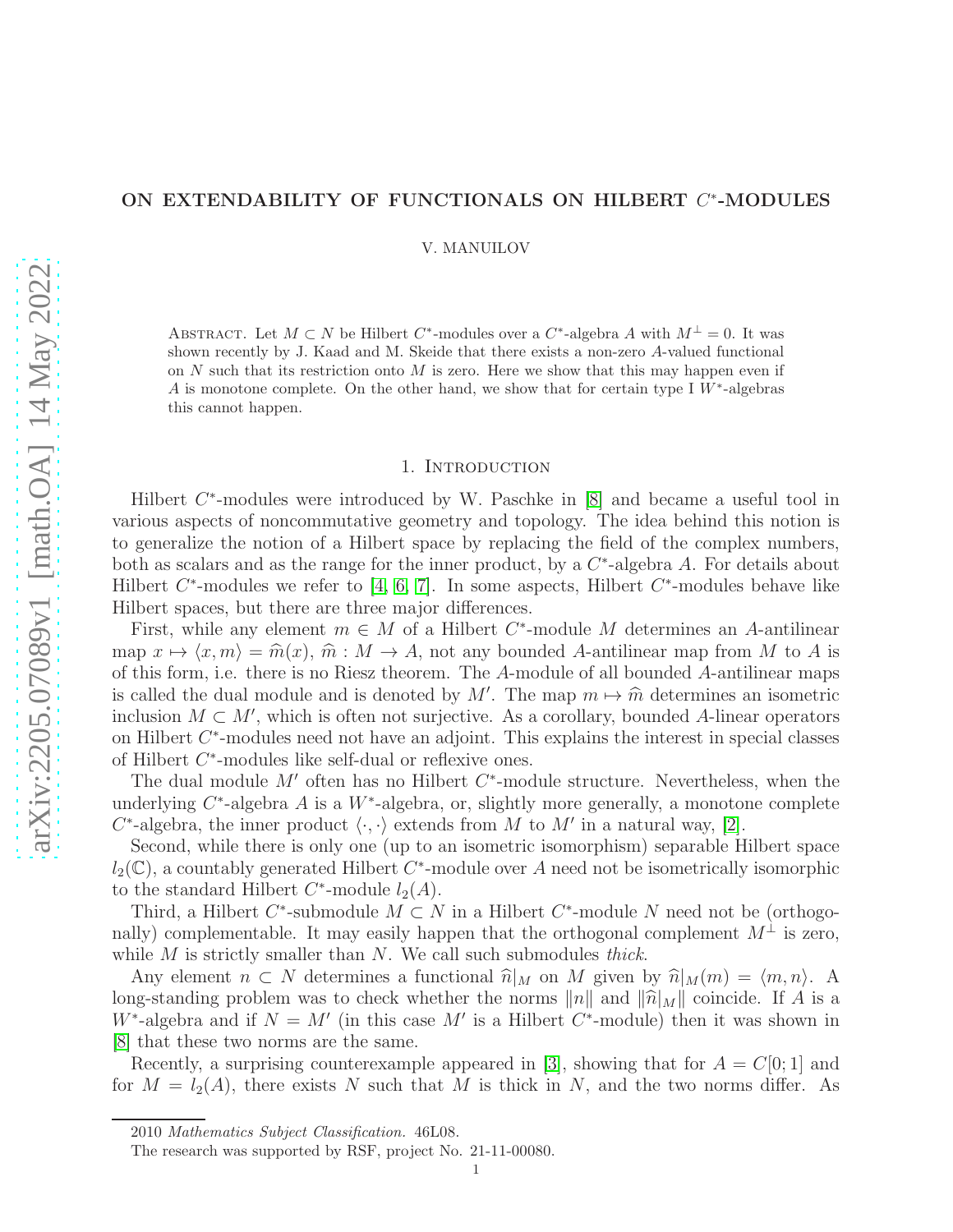# ON EXTENDABILITY OF FUNCTIONALS ON HILBERT $C^*$-MODULES

V. MANUILOV

Abstract. Let $M \subset N$ be Hilbert $C^*$-modules over a $C^*$-algebra $A$ with $M^\perp = 0$. It was shown recently by J. Kaad and M. Skeide that there exists a non-zero $A$-valued functional on $N$ such that its restriction onto $M$ is zero. Here we show that this may happen even if $A$ is monotone complete. On the other hand, we show that for certain type I $W^*$-algebras this cannot happen.

## 1. Introduction

Hilbert $C^*$-modules were introduced by W. Paschke in [8] and became a useful tool in various aspects of noncommutative geometry and topology. The idea behind this notion is to generalize the notion of a Hilbert space by replacing the field of the complex numbers, both as scalars and as the range for the inner product, by a $C^*$-algebra $A$. For details about Hilbert $C^*$-modules we refer to [4, 6, 7]. In some aspects, Hilbert $C^*$-modules behave like Hilbert spaces, but there are three major differences.

First, while any element $m \in M$ of a Hilbert $C^*$-module $M$ determines an $A$-antilinear map $x \mapsto \langle x, m\rangle = \widehat{m}(x)$, $\widehat{m} : M \to A$, not any bounded $A$-antilinear map from $M$ to $A$ is of this form, i.e. there is no Riesz theorem. The $A$-module of all bounded $A$-antilinear maps is called the dual module and is denoted by $M'$. The map $m \mapsto \widehat{m}$ determines an isometric inclusion $M \subset M'$, which is often not surjective. As a corollary, bounded $A$-linear operators on Hilbert $C^*$-modules need not have an adjoint. This explains the interest in special classes of Hilbert $C^*$-modules like self-dual or reflexive ones.

The dual module $M'$ often has no Hilbert $C^*$-module structure. Nevertheless, when the underlying $C^*$-algebra $A$ is a $W^*$-algebra, or, slightly more generally, a monotone complete $C^*$-algebra, the inner product $\langle\cdot,\cdot\rangle$ extends from $M$ to $M'$ in a natural way, [2].

Second, while there is only one (up to an isometric isomorphism) separable Hilbert space $l_2(\mathbb{C})$, a countably generated Hilbert $C^*$-module over $A$ need not be isometrically isomorphic to the standard Hilbert $C^*$-module $l_2(A)$.

Third, a Hilbert $C^*$-submodule $M \subset N$ in a Hilbert $C^*$-module $N$ need not be (orthogonally) complementable. It may easily happen that the orthogonal complement $M^\perp$ is zero, while $M$ is strictly smaller than $N$. We call such submodules *thick*.

Any element $n \subset N$ determines a functional $\widehat{n}|_M$ on $M$ given by $\widehat{n}|_M(m) = \langle m, n\rangle$. A long-standing problem was to check whether the norms $\|n\|$ and $\|\widehat{n}|_M\|$ coincide. If $A$ is a $W^*$-algebra and if $N = M'$ (in this case $M'$ is a Hilbert $C^*$-module) then it was shown in [8] that these two norms are the same.

Recently, a surprising counterexample appeared in [3], showing that for $A = C[0;1]$ and for $M = l_2(A)$, there exists $N$ such that $M$ is thick in $N$, and the two norms differ. As

2010 *Mathematics Subject Classification.* 46L08.

The research was supported by RSF, project No. 21-11-00080.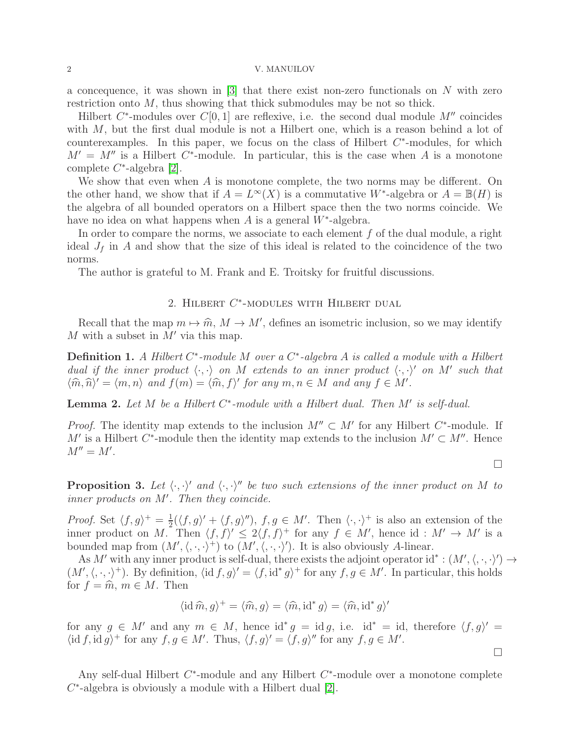a concequence, it was shown in [3] that there exist non-zero functionals on $N$ with zero restriction onto $M$, thus showing that thick submodules may be not so thick.

Hilbert $C^*$-modules over $C[0,1]$ are reflexive, i.e. the second dual module $M''$ coincides with $M$, but the first dual module is not a Hilbert one, which is a reason behind a lot of counterexamples. In this paper, we focus on the class of Hilbert $C^*$-modules, for which $M' = M''$ is a Hilbert $C^*$-module. In particular, this is the case when $A$ is a monotone complete $C^*$-algebra [2].

We show that even when $A$ is monotone complete, the two norms may be different. On the other hand, we show that if $A = L^\infty(X)$ is a commutative $W^*$-algebra or $A = \mathbb{B}(H)$ is the algebra of all bounded operators on a Hilbert space then the two norms coincide. We have no idea on what happens when $A$ is a general $W^*$-algebra.

In order to compare the norms, we associate to each element $f$ of the dual module, a right ideal $J_f$ in $A$ and show that the size of this ideal is related to the coincidence of the two norms.

The author is grateful to M. Frank and E. Troitsky for fruitful discussions.

## 2. Hilbert $C^*$-modules with Hilbert dual

Recall that the map $m \mapsto \widehat{m}$, $M \to M'$, defines an isometric inclusion, so we may identify $M$ with a subset in $M'$ via this map.

**Definition 1.** *A Hilbert $C^*$-module $M$ over a $C^*$-algebra $A$ is called a module with a Hilbert dual if the inner product $\langle \cdot, \cdot \rangle$ on $M$ extends to an inner product $\langle \cdot, \cdot \rangle'$ on $M'$ such that $\langle \widehat{m}, \widehat{n} \rangle' = \langle m, n \rangle$ and $f(m) = \langle \widehat{m}, f \rangle'$ for any $m, n \in M$ and any $f \in M'$.*

**Lemma 2.** *Let $M$ be a Hilbert $C^*$-module with a Hilbert dual. Then $M'$ is self-dual.*

*Proof.* The identity map extends to the inclusion $M'' \subset M'$ for any Hilbert $C^*$-module. If $M'$ is a Hilbert $C^*$-module then the identity map extends to the inclusion $M' \subset M''$. Hence $M'' = M'$. □

**Proposition 3.** *Let $\langle \cdot, \cdot \rangle'$ and $\langle \cdot, \cdot \rangle''$ be two such extensions of the inner product on $M$ to inner products on $M'$. Then they coincide.*

*Proof.* Set $\langle f, g \rangle^+ = \frac{1}{2}(\langle f, g \rangle' + \langle f, g \rangle'')$, $f, g \in M'$. Then $\langle \cdot, \cdot \rangle^+$ is also an extension of the inner product on $M$. Then $\langle f, f \rangle' \leq 2 \langle f, f \rangle^+$ for any $f \in M'$, hence $\mathrm{id} : M' \to M'$ is a bounded map from $(M', \langle \cdot, \cdot \rangle^+)$ to $(M', \langle \cdot, \cdot \rangle')$. It is also obviously $A$-linear.

As $M'$ with any inner product is self-dual, there exists the adjoint operator $\mathrm{id}^* : (M', \langle, \cdot, \cdot \rangle') \to (M', \langle, \cdot, \cdot \rangle^+)$. By definition, $\langle \mathrm{id}\, f, g \rangle' = \langle f, \mathrm{id}^*\, g \rangle^+$ for any $f, g \in M'$. In particular, this holds for $f = \widehat{m}$, $m \in M$. Then

$$\langle \mathrm{id}\, \widehat{m}, g \rangle^+ = \langle \widehat{m}, g \rangle = \langle \widehat{m}, \mathrm{id}^*\, g \rangle = \langle \widehat{m}, \mathrm{id}^*\, g \rangle'$$

for any $g \in M'$ and any $m \in M$, hence $\mathrm{id}^*\, g = \mathrm{id}\, g$, i.e. $\mathrm{id}^* = \mathrm{id}$, therefore $\langle f, g \rangle' = \langle \mathrm{id}\, f, \mathrm{id}\, g \rangle^+$ for any $f, g \in M'$. Thus, $\langle f, g \rangle' = \langle f, g \rangle''$ for any $f, g \in M'$. □

Any self-dual Hilbert $C^*$-module and any Hilbert $C^*$-module over a monotone complete $C^*$-algebra is obviously a module with a Hilbert dual [2].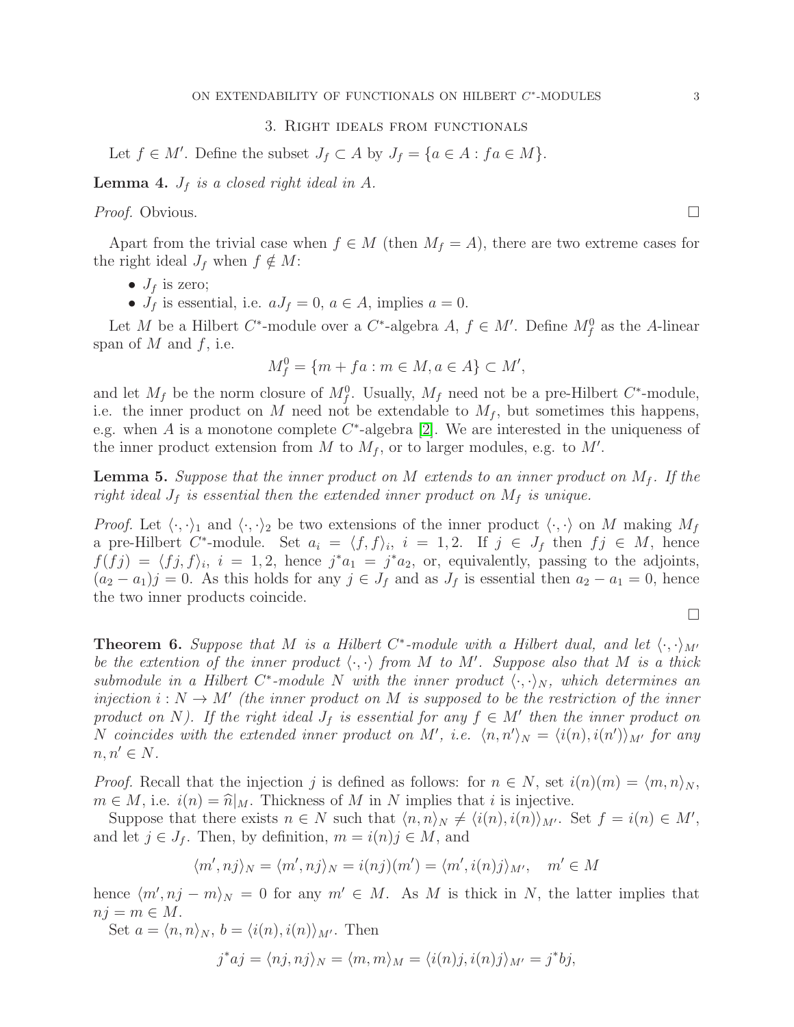## 3. Right ideals from functionals

Let $f \in M'$. Define the subset $J_f \subset A$ by $J_f = \{a \in A : fa \in M\}$.

**Lemma 4.** *$J_f$ is a closed right ideal in $A$.*

*Proof.* Obvious. $\square$

Apart from the trivial case when $f \in M$ (then $M_f = A$), there are two extreme cases for the right ideal $J_f$ when $f \notin M$:

- $J_f$ is zero;
- $J_f$ is essential, i.e. $aJ_f = 0$, $a \in A$, implies $a = 0$.

Let $M$ be a Hilbert $C^*$-module over a $C^*$-algebra $A$, $f \in M'$. Define $M_f^0$ as the $A$-linear span of $M$ and $f$, i.e.

$$M_f^0 = \{m + fa : m \in M, a \in A\} \subset M',$$

and let $M_f$ be the norm closure of $M_f^0$. Usually, $M_f$ need not be a pre-Hilbert $C^*$-module, i.e. the inner product on $M$ need not be extendable to $M_f$, but sometimes this happens, e.g. when $A$ is a monotone complete $C^*$-algebra [2]. We are interested in the uniqueness of the inner product extension from $M$ to $M_f$, or to larger modules, e.g. to $M'$.

**Lemma 5.** *Suppose that the inner product on $M$ extends to an inner product on $M_f$. If the right ideal $J_f$ is essential then the extended inner product on $M_f$ is unique.*

*Proof.* Let $\langle \cdot, \cdot \rangle_1$ and $\langle \cdot, \cdot \rangle_2$ be two extensions of the inner product $\langle \cdot, \cdot \rangle$ on $M$ making $M_f$ a pre-Hilbert $C^*$-module. Set $a_i = \langle f, f \rangle_i$, $i = 1, 2$. If $j \in J_f$ then $fj \in M$, hence $f(fj) = \langle fj, f \rangle_i$, $i = 1, 2$, hence $j^* a_1 = j^* a_2$, or, equivalently, passing to the adjoints, $(a_2 - a_1)j = 0$. As this holds for any $j \in J_f$ and as $J_f$ is essential then $a_2 - a_1 = 0$, hence the two inner products coincide.

$\square$

**Theorem 6.** *Suppose that $M$ is a Hilbert $C^*$-module with a Hilbert dual, and let $\langle \cdot, \cdot \rangle_{M'}$ be the extention of the inner product $\langle \cdot, \cdot \rangle$ from $M$ to $M'$. Suppose also that $M$ is a thick submodule in a Hilbert $C^*$-module $N$ with the inner product $\langle \cdot, \cdot \rangle_N$, which determines an injection $i : N \to M'$ (the inner product on $M$ is supposed to be the restriction of the inner product on $N$). If the right ideal $J_f$ is essential for any $f \in M'$ then the inner product on $N$ coincides with the extended inner product on $M'$, i.e. $\langle n, n' \rangle_N = \langle i(n), i(n') \rangle_{M'}$ for any $n, n' \in N$.*

*Proof.* Recall that the injection $j$ is defined as follows: for $n \in N$, set $i(n)(m) = \langle m, n \rangle_N$, $m \in M$, i.e. $i(n) = \widehat{n}|_M$. Thickness of $M$ in $N$ implies that $i$ is injective.

Suppose that there exists $n \in N$ such that $\langle n, n \rangle_N \neq \langle i(n), i(n) \rangle_{M'}$. Set $f = i(n) \in M'$, and let $j \in J_f$. Then, by definition, $m = i(n)j \in M$, and

$$\langle m', nj \rangle_N = \langle m', nj \rangle_N = i(nj)(m') = \langle m', i(n)j \rangle_{M'}, \quad m' \in M$$

hence $\langle m', nj - m \rangle_N = 0$ for any $m' \in M$. As $M$ is thick in $N$, the latter implies that $nj = m \in M$.

Set $a = \langle n, n \rangle_N$, $b = \langle i(n), i(n) \rangle_{M'}$. Then

$$j^* a j = \langle nj, nj \rangle_N = \langle m, m \rangle_M = \langle i(n)j, i(n)j \rangle_{M'} = j^* b j,$$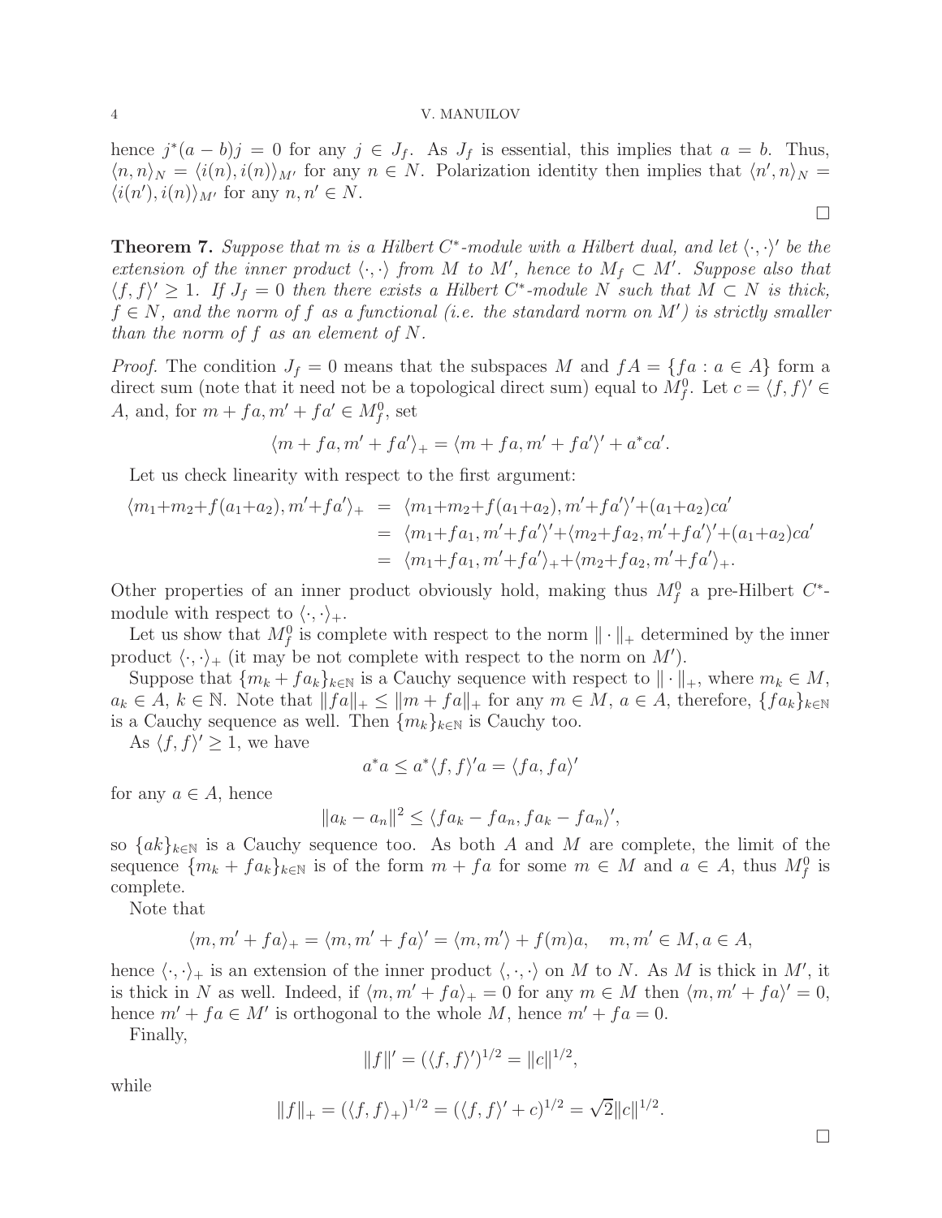hence $j^*(a-b)j = 0$ for any $j \in J_f$. As $J_f$ is essential, this implies that $a = b$. Thus, $\langle n, n\rangle_N = \langle i(n), i(n)\rangle_{M'}$ for any $n \in N$. Polarization identity then implies that $\langle n', n\rangle_N = \langle i(n'), i(n)\rangle_{M'}$ for any $n, n' \in N$.

$\square$

**Theorem 7.** *Suppose that $m$ is a Hilbert $C^*$-module with a Hilbert dual, and let $\langle\cdot,\cdot\rangle'$ be the extension of the inner product $\langle\cdot,\cdot\rangle$ from $M$ to $M'$, hence to $M_f \subset M'$. Suppose also that $\langle f, f\rangle' \geq 1$. If $J_f = 0$ then there exists a Hilbert $C^*$-module $N$ such that $M \subset N$ is thick, $f \in N$, and the norm of $f$ as a functional (i.e. the standard norm on $M'$) is strictly smaller than the norm of $f$ as an element of $N$.*

*Proof.* The condition $J_f = 0$ means that the subspaces $M$ and $fA = \{fa : a \in A\}$ form a direct sum (note that it need not be a topological direct sum) equal to $M_f^0$. Let $c = \langle f, f\rangle' \in A$, and, for $m + fa, m' + fa' \in M_f^0$, set

$$\langle m + fa, m' + fa'\rangle_+ = \langle m + fa, m' + fa'\rangle' + a^*ca'.$$

Let us check linearity with respect to the first argument:

$$\begin{aligned}
\langle m_1{+}m_2{+}f(a_1{+}a_2), m'{+}fa'\rangle_+ &= \langle m_1{+}m_2{+}f(a_1{+}a_2), m'{+}fa'\rangle'{+}(a_1{+}a_2)ca' \\
&= \langle m_1{+}fa_1, m'{+}fa'\rangle'{+}\langle m_2{+}fa_2, m'{+}fa'\rangle'{+}(a_1{+}a_2)ca' \\
&= \langle m_1{+}fa_1, m'{+}fa'\rangle_+{+}\langle m_2{+}fa_2, m'{+}fa'\rangle_+.
\end{aligned}$$

Other properties of an inner product obviously hold, making thus $M_f^0$ a pre-Hilbert $C^*$-module with respect to $\langle\cdot,\cdot\rangle_+$.

Let us show that $M_f^0$ is complete with respect to the norm $\|\cdot\|_+$ determined by the inner product $\langle\cdot,\cdot\rangle_+$ (it may be not complete with respect to the norm on $M'$).

Suppose that $\{m_k + fa_k\}_{k\in\mathbb{N}}$ is a Cauchy sequence with respect to $\|\cdot\|_+$, where $m_k \in M$, $a_k \in A$, $k \in \mathbb{N}$. Note that $\|fa\|_+ \leq \|m + fa\|_+$ for any $m \in M$, $a \in A$, therefore, $\{fa_k\}_{k\in\mathbb{N}}$ is a Cauchy sequence as well. Then $\{m_k\}_{k\in\mathbb{N}}$ is Cauchy too.

As $\langle f, f\rangle' \geq 1$, we have

$$a^*a \leq a^*\langle f, f\rangle' a = \langle fa, fa\rangle'$$

for any $a \in A$, hence

$$\|a_k - a_n\|^2 \leq \langle fa_k - fa_n, fa_k - fa_n\rangle',$$

so $\{ak\}_{k\in\mathbb{N}}$ is a Cauchy sequence too. As both $A$ and $M$ are complete, the limit of the sequence $\{m_k + fa_k\}_{k\in\mathbb{N}}$ is of the form $m + fa$ for some $m \in M$ and $a \in A$, thus $M_f^0$ is complete.

Note that

$$\langle m, m' + fa\rangle_+ = \langle m, m' + fa\rangle' = \langle m, m'\rangle + f(m)a, \quad m, m' \in M, a \in A,$$

hence $\langle\cdot,\cdot\rangle_+$ is an extension of the inner product $\langle,\cdot,\cdot\rangle$ on $M$ to $N$. As $M$ is thick in $M'$, it is thick in $N$ as well. Indeed, if $\langle m, m' + fa\rangle_+ = 0$ for any $m \in M$ then $\langle m, m' + fa\rangle' = 0$, hence $m' + fa \in M'$ is orthogonal to the whole $M$, hence $m' + fa = 0$.

Finally,

$$\|f\|' = (\langle f, f\rangle')^{1/2} = \|c\|^{1/2},$$

while

$$\|f\|_+ = (\langle f, f\rangle_+)^{1/2} = (\langle f, f\rangle' + c)^{1/2} = \sqrt{2}\|c\|^{1/2}.$$

$\square$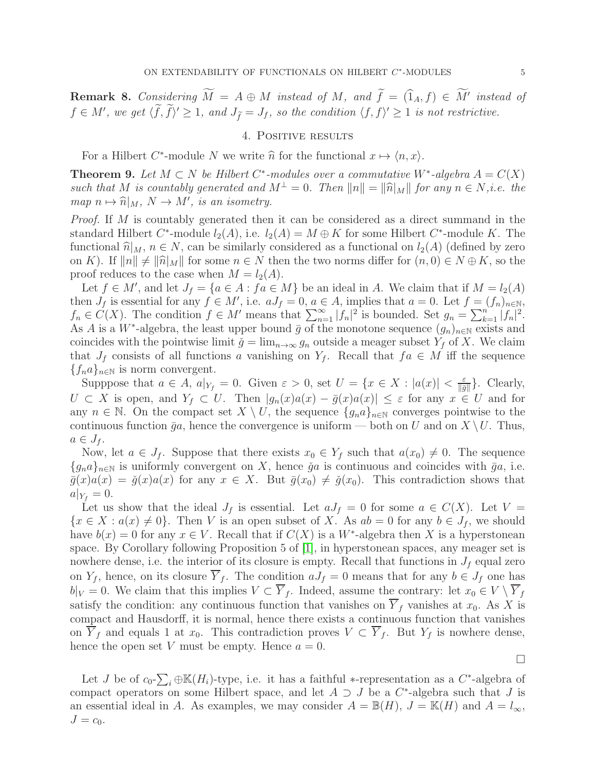**Remark 8.** *Considering $\widetilde{M} = A \oplus M$ instead of $M$, and $\widetilde{f} = (\widehat{1}_A, f) \in \widetilde{M}'$ instead of $f \in M'$, we get $\langle \widetilde{f}, \widetilde{f} \rangle' \geq 1$, and $J_{\widetilde{f}} = J_f$, so the condition $\langle f, f \rangle' \geq 1$ is not restrictive.*

## 4. Positive results

For a Hilbert $C^*$-module $N$ we write $\widehat{n}$ for the functional $x \mapsto \langle n, x \rangle$.

**Theorem 9.** *Let $M \subset N$ be Hilbert $C^*$-modules over a commutative $W^*$-algebra $A = C(X)$ such that $M$ is countably generated and $M^\perp = 0$. Then $\|n\| = \|\widehat{n}|_M\|$ for any $n \in N$, i.e. the map $n \mapsto \widehat{n}|_M$, $N \to M'$, is an isometry.*

*Proof.* If $M$ is countably generated then it can be considered as a direct summand in the standard Hilbert $C^*$-module $l_2(A)$, i.e. $l_2(A) = M \oplus K$ for some Hilbert $C^*$-module $K$. The functional $\widehat{n}|_M$, $n \in N$, can be similarly considered as a functional on $l_2(A)$ (defined by zero on $K$). If $\|n\| \neq \|\widehat{n}|_M\|$ for some $n \in N$ then the two norms differ for $(n, 0) \in N \oplus K$, so the proof reduces to the case when $M = l_2(A)$.

Let $f \in M'$, and let $J_f = \{a \in A : fa \in M\}$ be an ideal in $A$. We claim that if $M = l_2(A)$ then $J_f$ is essential for any $f \in M'$, i.e. $aJ_f = 0$, $a \in A$, implies that $a = 0$. Let $f = (f_n)_{n \in \mathbb{N}}$, $f_n \in C(X)$. The condition $f \in M'$ means that $\sum_{n=1}^\infty |f_n|^2$ is bounded. Set $g_n = \sum_{k=1}^n |f_n|^2$. As $A$ is a $W^*$-algebra, the least upper bound $\bar{g}$ of the monotone sequence $(g_n)_{n \in \mathbb{N}}$ exists and coincides with the pointwise limit $\check{g} = \lim_{n \to \infty} g_n$ outside a meager subset $Y_f$ of $X$. We claim that $J_f$ consists of all functions $a$ vanishing on $Y_f$. Recall that $fa \in M$ iff the sequence $\{f_n a\}_{n \in \mathbb{N}}$ is norm convergent.

Supppose that $a \in A$, $a|_{Y_f} = 0$. Given $\varepsilon > 0$, set $U = \{x \in X : |a(x)| < \frac{\varepsilon}{\|\bar{g}\|}\}$. Clearly, $U \subset X$ is open, and $Y_f \subset U$. Then $|g_n(x)a(x) - \bar{g}(x)a(x)| \leq \varepsilon$ for any $x \in U$ and for any $n \in \mathbb{N}$. On the compact set $X \setminus U$, the sequence $\{g_n a\}_{n \in \mathbb{N}}$ converges pointwise to the continuous function $\bar{g}a$, hence the convergence is uniform — both on $U$ and on $X \setminus U$. Thus, $a \in J_f$.

Now, let $a \in J_f$. Suppose that there exists $x_0 \in Y_f$ such that $a(x_0) \neq 0$. The sequence $\{g_n a\}_{n \in \mathbb{N}}$ is uniformly convergent on $X$, hence $\check{g}a$ is continuous and coincides with $\bar{g}a$, i.e. $\bar{g}(x)a(x) = \check{g}(x)a(x)$ for any $x \in X$. But $\bar{g}(x_0) \neq \check{g}(x_0)$. This contradiction shows that $a|_{Y_f} = 0$.

Let us show that the ideal $J_f$ is essential. Let $aJ_f = 0$ for some $a \in C(X)$. Let $V = \{x \in X : a(x) \neq 0\}$. Then $V$ is an open subset of $X$. As $ab = 0$ for any $b \in J_f$, we should have $b(x) = 0$ for any $x \in V$. Recall that if $C(X)$ is a $W^*$-algebra then $X$ is a hyperstonean space. By Corollary following Proposition 5 of [1], in hyperstonean spaces, any meager set is nowhere dense, i.e. the interior of its closure is empty. Recall that functions in $J_f$ equal zero on $Y_f$, hence, on its closure $\overline{Y}_f$. The condition $aJ_f = 0$ means that for any $b \in J_f$ one has $b|_V = 0$. We claim that this implies $V \subset \overline{Y}_f$. Indeed, assume the contrary: let $x_0 \in V \setminus \overline{Y}_f$ satisfy the condition: any continuous function that vanishes on $\overline{Y}_f$ vanishes at $x_0$. As $X$ is compact and Hausdorff, it is normal, hence there exists a continuous function that vanishes on $\overline{Y}_f$ and equals 1 at $x_0$. This contradiction proves $V \subset \overline{Y}_f$. But $Y_f$ is nowhere dense, hence the open set $V$ must be empty. Hence $a = 0$.

$\square$

Let $J$ be of $c_0$-$\sum_i \oplus \mathbb{K}(H_i)$-type, i.e. it has a faithful $*$-representation as a $C^*$-algebra of compact operators on some Hilbert space, and let $A \supset J$ be a $C^*$-algebra such that $J$ is an essential ideal in $A$. As examples, we may consider $A = \mathbb{B}(H)$, $J = \mathbb{K}(H)$ and $A = l_\infty$, $J = c_0$.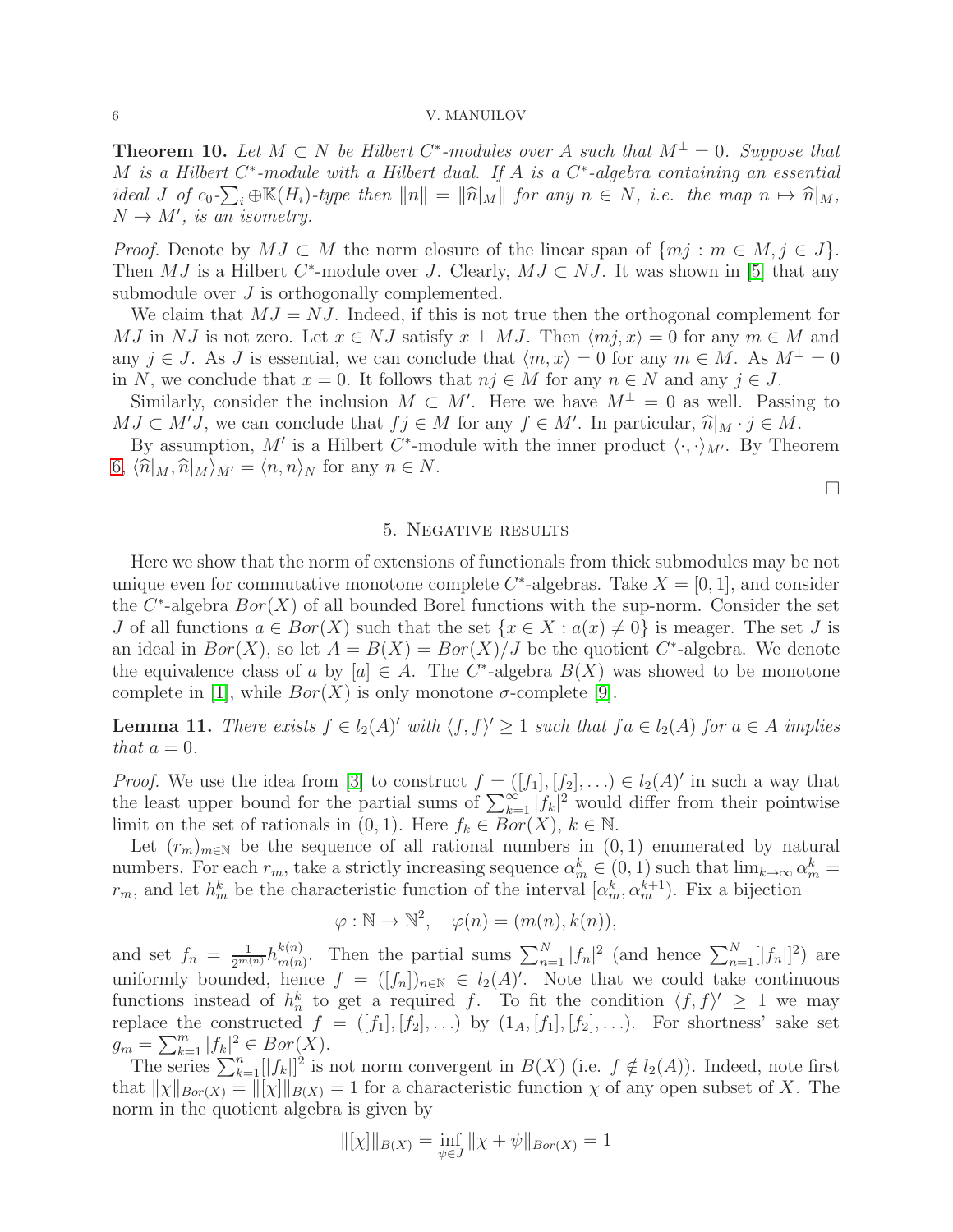**Theorem 10.** *Let $M \subset N$ be Hilbert $C^*$-modules over $A$ such that $M^\perp = 0$. Suppose that $M$ is a Hilbert $C^*$-module with a Hilbert dual. If $A$ is a $C^*$-algebra containing an essential ideal $J$ of $c_0$-$\sum_i \oplus \mathbb{K}(H_i)$-type then $\|n\| = \|\widehat{n}|_M\|$ for any $n \in N$, i.e. the map $n \mapsto \widehat{n}|_M$, $N \to M'$, is an isometry.*

*Proof.* Denote by $MJ \subset M$ the norm closure of the linear span of $\{mj : m \in M, j \in J\}$. Then $MJ$ is a Hilbert $C^*$-module over $J$. Clearly, $MJ \subset NJ$. It was shown in [5] that any submodule over $J$ is orthogonally complemented.

We claim that $MJ = NJ$. Indeed, if this is not true then the orthogonal complement for $MJ$ in $NJ$ is not zero. Let $x \in NJ$ satisfy $x \perp MJ$. Then $\langle mj, x\rangle = 0$ for any $m \in M$ and any $j \in J$. As $J$ is essential, we can conclude that $\langle m, x\rangle = 0$ for any $m \in M$. As $M^\perp = 0$ in $N$, we conclude that $x = 0$. It follows that $nj \in M$ for any $n \in N$ and any $j \in J$.

Similarly, consider the inclusion $M \subset M'$. Here we have $M^\perp = 0$ as well. Passing to $MJ \subset M'J$, we can conclude that $fj \in M$ for any $f \in M'$. In particular, $\widehat{n}|_M \cdot j \in M$.

By assumption, $M'$ is a Hilbert $C^*$-module with the inner product $\langle \cdot, \cdot \rangle_{M'}$. By Theorem 6, $\langle \widehat{n}|_M, \widehat{n}|_M\rangle_{M'} = \langle n, n\rangle_N$ for any $n \in N$.

□

## 5. Negative results

Here we show that the norm of extensions of functionals from thick submodules may be not unique even for commutative monotone complete $C^*$-algebras. Take $X = [0,1]$, and consider the $C^*$-algebra $Bor(X)$ of all bounded Borel functions with the sup-norm. Consider the set $J$ of all functions $a \in Bor(X)$ such that the set $\{x \in X : a(x) \neq 0\}$ is meager. The set $J$ is an ideal in $Bor(X)$, so let $A = B(X) = Bor(X)/J$ be the quotient $C^*$-algebra. We denote the equivalence class of $a$ by $[a] \in A$. The $C^*$-algebra $B(X)$ was showed to be monotone complete in [1], while $Bor(X)$ is only monotone $\sigma$-complete [9].

**Lemma 11.** *There exists $f \in l_2(A)'$ with $\langle f, f\rangle' \geq 1$ such that $fa \in l_2(A)$ for $a \in A$ implies that $a = 0$.*

*Proof.* We use the idea from [3] to construct $f = ([f_1], [f_2], \ldots) \in l_2(A)'$ in such a way that the least upper bound for the partial sums of $\sum_{k=1}^\infty |f_k|^2$ would differ from their pointwise limit on the set of rationals in $(0,1)$. Here $f_k \in Bor(X)$, $k \in \mathbb{N}$.

Let $(r_m)_{m \in \mathbb{N}}$ be the sequence of all rational numbers in $(0,1)$ enumerated by natural numbers. For each $r_m$, take a strictly increasing sequence $\alpha_m^k \in (0,1)$ such that $\lim_{k\to\infty} \alpha_m^k = r_m$, and let $h_m^k$ be the characteristic function of the interval $[\alpha_m^k, \alpha_m^{k+1})$. Fix a bijection

$$\varphi : \mathbb{N} \to \mathbb{N}^2, \quad \varphi(n) = (m(n), k(n)),$$

and set $f_n = \frac{1}{2^{m(n)}} h_{m(n)}^{k(n)}$. Then the partial sums $\sum_{n=1}^N |f_n|^2$ (and hence $\sum_{n=1}^N [|f_n|]^2$) are uniformly bounded, hence $f = ([f_n])_{n\in\mathbb{N}} \in l_2(A)'$. Note that we could take continuous functions instead of $h_n^k$ to get a required $f$. To fit the condition $\langle f, f\rangle' \geq 1$ we may replace the constructed $f = ([f_1], [f_2], \ldots)$ by $(1_A, [f_1], [f_2], \ldots)$. For shortness' sake set $g_m = \sum_{k=1}^m |f_k|^2 \in Bor(X)$.

The series $\sum_{k=1}^n [|f_k|]^2$ is not norm convergent in $B(X)$ (i.e. $f \notin l_2(A)$). Indeed, note first that $\|\chi\|_{Bor(X)} = \|[\chi]\|_{B(X)} = 1$ for a characteristic function $\chi$ of any open subset of $X$. The norm in the quotient algebra is given by

$$\|[\chi]\|_{B(X)} = \inf_{\psi \in J} \|\chi + \psi\|_{Bor(X)} = 1$$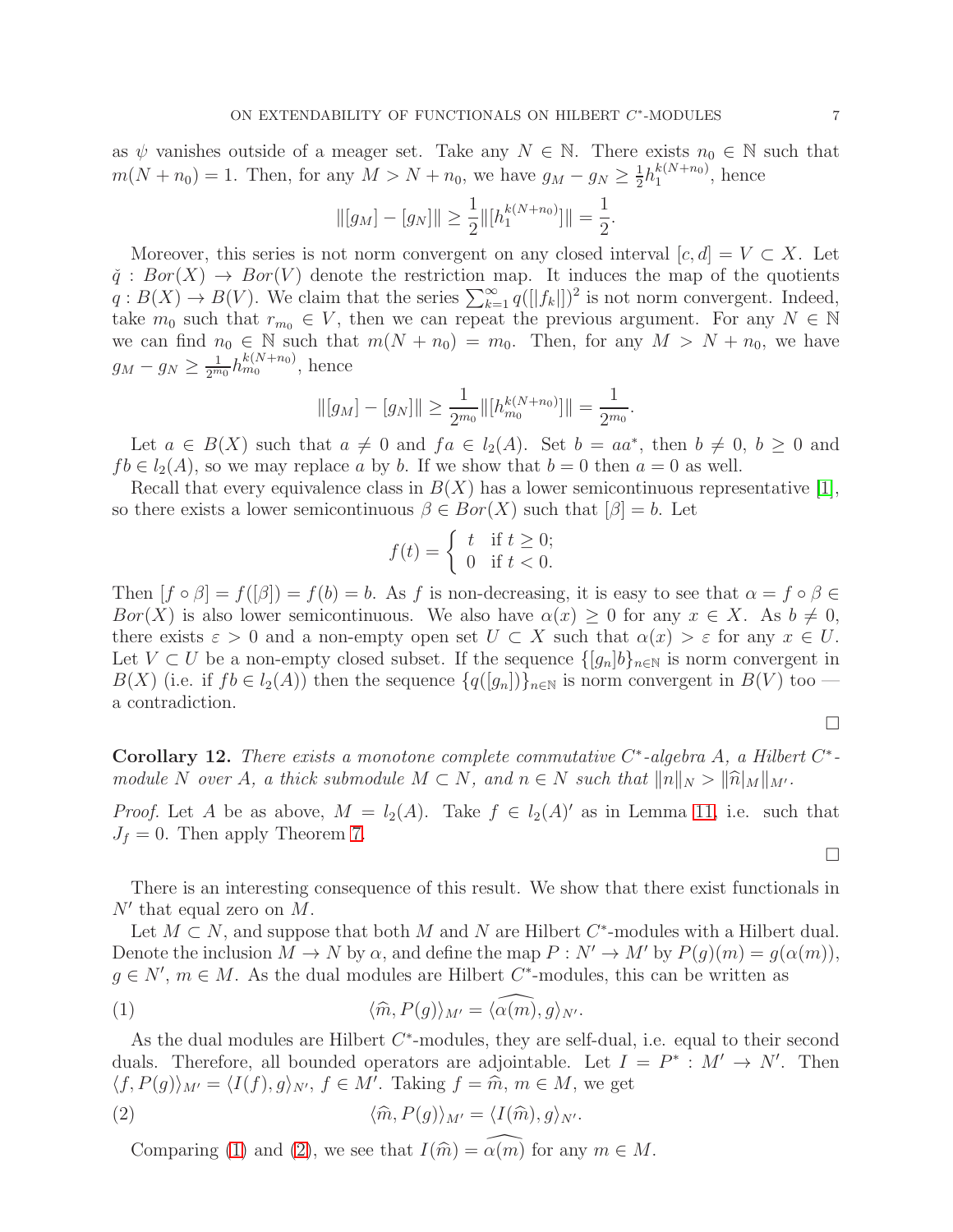as $\psi$ vanishes outside of a meager set. Take any $N \in \mathbb{N}$. There exists $n_0 \in \mathbb{N}$ such that $m(N+n_0) = 1$. Then, for any $M > N + n_0$, we have $g_M - g_N \geq \frac{1}{2} h_1^{k(N+n_0)}$, hence

$$\|[g_M] - [g_N]\| \geq \frac{1}{2} \|[h_1^{k(N+n_0)}]\| = \frac{1}{2}.$$

Moreover, this series is not norm convergent on any closed interval $[c,d] = V \subset X$. Let $\check{q} : Bor(X) \to Bor(V)$ denote the restriction map. It induces the map of the quotients $q : B(X) \to B(V)$. We claim that the series $\sum_{k=1}^{\infty} q([|f_k|])^2$ is not norm convergent. Indeed, take $m_0$ such that $r_{m_0} \in V$, then we can repeat the previous argument. For any $N \in \mathbb{N}$ we can find $n_0 \in \mathbb{N}$ such that $m(N+n_0) = m_0$. Then, for any $M > N + n_0$, we have $g_M - g_N \geq \frac{1}{2^{m_0}} h_{m_0}^{k(N+n_0)}$, hence

$$\|[g_M] - [g_N]\| \geq \frac{1}{2^{m_0}} \|[h_{m_0}^{k(N+n_0)}]\| = \frac{1}{2^{m_0}}.$$

Let $a \in B(X)$ such that $a \neq 0$ and $fa \in l_2(A)$. Set $b = aa^*$, then $b \neq 0$, $b \geq 0$ and $fb \in l_2(A)$, so we may replace $a$ by $b$. If we show that $b = 0$ then $a = 0$ as well.

Recall that every equivalence class in $B(X)$ has a lower semicontinuous representative [1], so there exists a lower semicontinuous $\beta \in Bor(X)$ such that $[\beta] = b$. Let

$$f(t) = \begin{cases} t & \text{if } t \geq 0; \\ 0 & \text{if } t < 0. \end{cases}$$

Then $[f \circ \beta] = f([\beta]) = f(b) = b$. As $f$ is non-decreasing, it is easy to see that $\alpha = f \circ \beta \in Bor(X)$ is also lower semicontinuous. We also have $\alpha(x) \geq 0$ for any $x \in X$. As $b \neq 0$, there exists $\varepsilon > 0$ and a non-empty open set $U \subset X$ such that $\alpha(x) > \varepsilon$ for any $x \in U$. Let $V \subset U$ be a non-empty closed subset. If the sequence $\{[g_n]b\}_{n \in \mathbb{N}}$ is norm convergent in $B(X)$ (i.e. if $fb \in l_2(A)$) then the sequence $\{q([g_n])\}_{n \in \mathbb{N}}$ is norm convergent in $B(V)$ too — a contradiction.

□

**Corollary 12.** *There exists a monotone complete commutative $C^*$-algebra $A$, a Hilbert $C^*$-module $N$ over $A$, a thick submodule $M \subset N$, and $n \in N$ such that $\|n\|_N > \|\widehat{n}|_M\|_{M'}$.*

*Proof.* Let $A$ be as above, $M = l_2(A)$. Take $f \in l_2(A)'$ as in Lemma 11, i.e. such that $J_f = 0$. Then apply Theorem 7.

□

There is an interesting consequence of this result. We show that there exist functionals in $N'$ that equal zero on $M$.

Let $M \subset N$, and suppose that both $M$ and $N$ are Hilbert $C^*$-modules with a Hilbert dual. Denote the inclusion $M \to N$ by $\alpha$, and define the map $P : N' \to M'$ by $P(g)(m) = g(\alpha(m))$, $g \in N'$, $m \in M$. As the dual modules are Hilbert $C^*$-modules, this can be written as

$$\langle \widehat{m}, P(g) \rangle_{M'} = \langle \widehat{\alpha(m)}, g \rangle_{N'}. \tag{1}$$

As the dual modules are Hilbert $C^*$-modules, they are self-dual, i.e. equal to their second duals. Therefore, all bounded operators are adjointable. Let $I = P^* : M' \to N'$. Then $\langle f, P(g) \rangle_{M'} = \langle I(f), g \rangle_{N'}$, $f \in M'$. Taking $f = \widehat{m}$, $m \in M$, we get

$$\langle \widehat{m}, P(g) \rangle_{M'} = \langle I(\widehat{m}), g \rangle_{N'}. \tag{2}$$

Comparing (1) and (2), we see that $I(\widehat{m}) = \widehat{\alpha(m)}$ for any $m \in M$.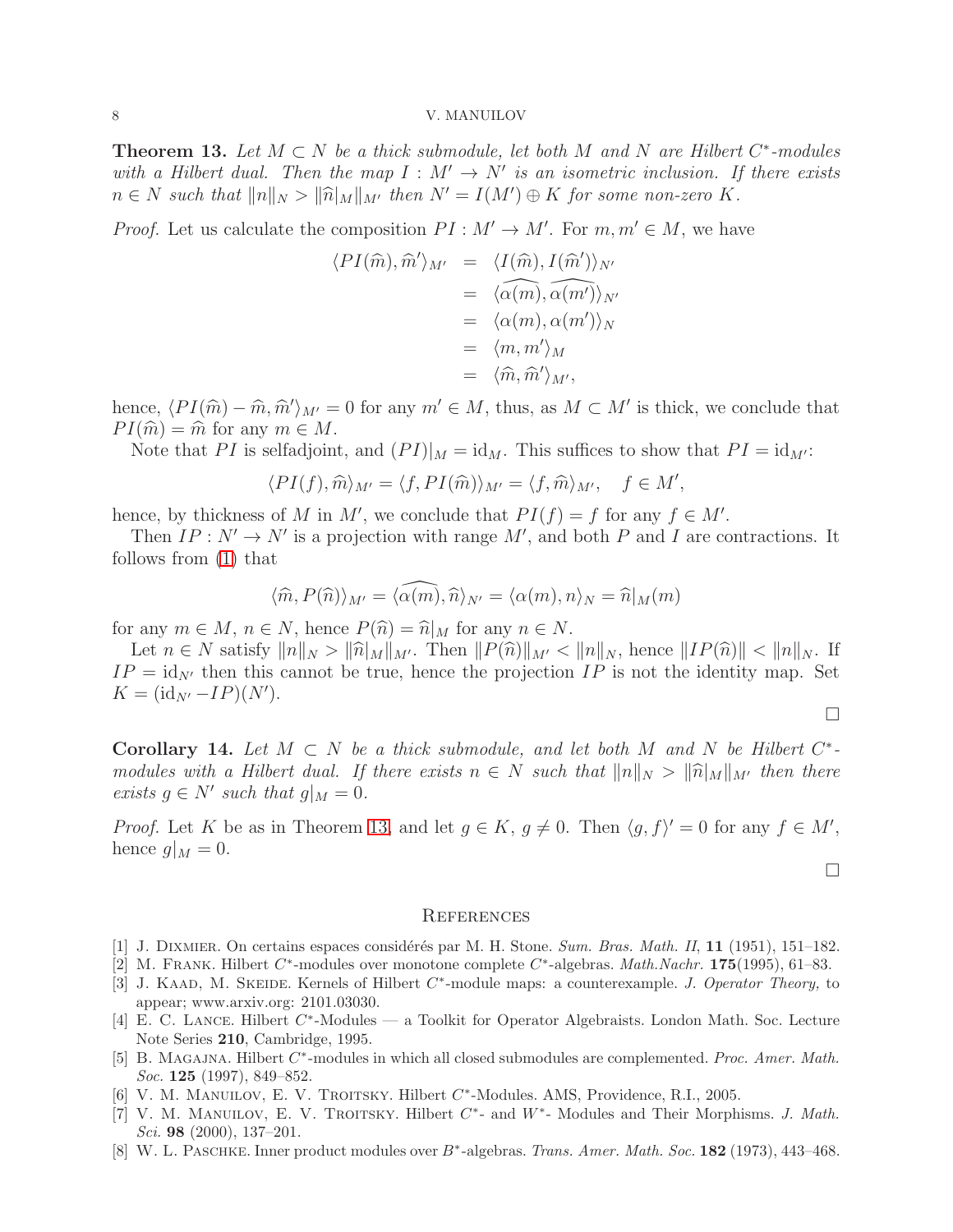**Theorem 13.** *Let $M \subset N$ be a thick submodule, let both $M$ and $N$ are Hilbert $C^*$-modules with a Hilbert dual. Then the map $I : M' \to N'$ is an isometric inclusion. If there exists $n \in N$ such that $\|n\|_N > \|\widehat{n}|_M\|_{M'}$ then $N' = I(M') \oplus K$ for some non-zero $K$.*

*Proof.* Let us calculate the composition $PI : M' \to M'$. For $m, m' \in M$, we have

$$
\begin{aligned}
\langle PI(\widehat{m}), \widehat{m}' \rangle_{M'} &= \langle I(\widehat{m}), I(\widehat{m}') \rangle_{N'} \\
&= \langle \widehat{\alpha(m)}, \widehat{\alpha(m')} \rangle_{N'} \\
&= \langle \alpha(m), \alpha(m') \rangle_N \\
&= \langle m, m' \rangle_M \\
&= \langle \widehat{m}, \widehat{m}' \rangle_{M'},
\end{aligned}
$$

hence, $\langle PI(\widehat{m}) - \widehat{m}, \widehat{m}' \rangle_{M'} = 0$ for any $m' \in M$, thus, as $M \subset M'$ is thick, we conclude that $PI(\widehat{m}) = \widehat{m}$ for any $m \in M$.

Note that $PI$ is selfadjoint, and $(PI)|_M = \mathrm{id}_M$. This suffices to show that $PI = \mathrm{id}_{M'}$:

$$\langle PI(f), \widehat{m} \rangle_{M'} = \langle f, PI(\widehat{m}) \rangle_{M'} = \langle f, \widehat{m} \rangle_{M'}, \quad f \in M',$$

hence, by thickness of $M$ in $M'$, we conclude that $PI(f) = f$ for any $f \in M'$.

Then $IP : N' \to N'$ is a projection with range $M'$, and both $P$ and $I$ are contractions. It follows from (1) that

$$\langle \widehat{m}, P(\widehat{n}) \rangle_{M'} = \langle \widehat{\alpha(m)}, \widehat{n} \rangle_{N'} = \langle \alpha(m), n \rangle_N = \widehat{n}|_M(m)$$

for any $m \in M$, $n \in N$, hence $P(\widehat{n}) = \widehat{n}|_M$ for any $n \in N$.

Let $n \in N$ satisfy $\|n\|_N > \|\widehat{n}|_M\|_{M'}$. Then $\|P(\widehat{n})\|_{M'} < \|n\|_N$, hence $\|IP(\widehat{n})\| < \|n\|_N$. If $IP = \mathrm{id}_{N'}$ then this cannot be true, hence the projection $IP$ is not the identity map. Set $K = (\mathrm{id}_{N'} - IP)(N')$.

∎

**Corollary 14.** *Let $M \subset N$ be a thick submodule, and let both $M$ and $N$ be Hilbert $C^*$-modules with a Hilbert dual. If there exists $n \in N$ such that $\|n\|_N > \|\widehat{n}|_M\|_{M'}$ then there exists $g \in N'$ such that $g|_M = 0$.*

*Proof.* Let $K$ be as in Theorem 13, and let $g \in K$, $g \neq 0$. Then $\langle g, f \rangle' = 0$ for any $f \in M'$, hence $g|_M = 0$.

∎

## References

[1] J. Dixmier. On certains espaces considérés par M. H. Stone. *Sum. Bras. Math. II*, **11** (1951), 151–182.

[2] M. Frank. Hilbert $C^*$-modules over monotone complete $C^*$-algebras. *Math.Nachr.* **175**(1995), 61–83.

[3] J. Kaad, M. Skeide. Kernels of Hilbert $C^*$-module maps: a counterexample. *J. Operator Theory,* to appear; www.arxiv.org: 2101.03030.

[4] E. C. Lance. Hilbert $C^*$-Modules — a Toolkit for Operator Algebraists. London Math. Soc. Lecture Note Series **210**, Cambridge, 1995.

[5] B. Magajna. Hilbert $C^*$-modules in which all closed submodules are complemented. *Proc. Amer. Math. Soc.* **125** (1997), 849–852.

[6] V. M. Manuilov, E. V. Troitsky. Hilbert $C^*$-Modules. AMS, Providence, R.I., 2005.

[7] V. M. Manuilov, E. V. Troitsky. Hilbert $C^*$- and $W^*$- Modules and Their Morphisms. *J. Math. Sci.* **98** (2000), 137–201.

[8] W. L. Paschke. Inner product modules over $B^*$-algebras. *Trans. Amer. Math. Soc.* **182** (1973), 443–468.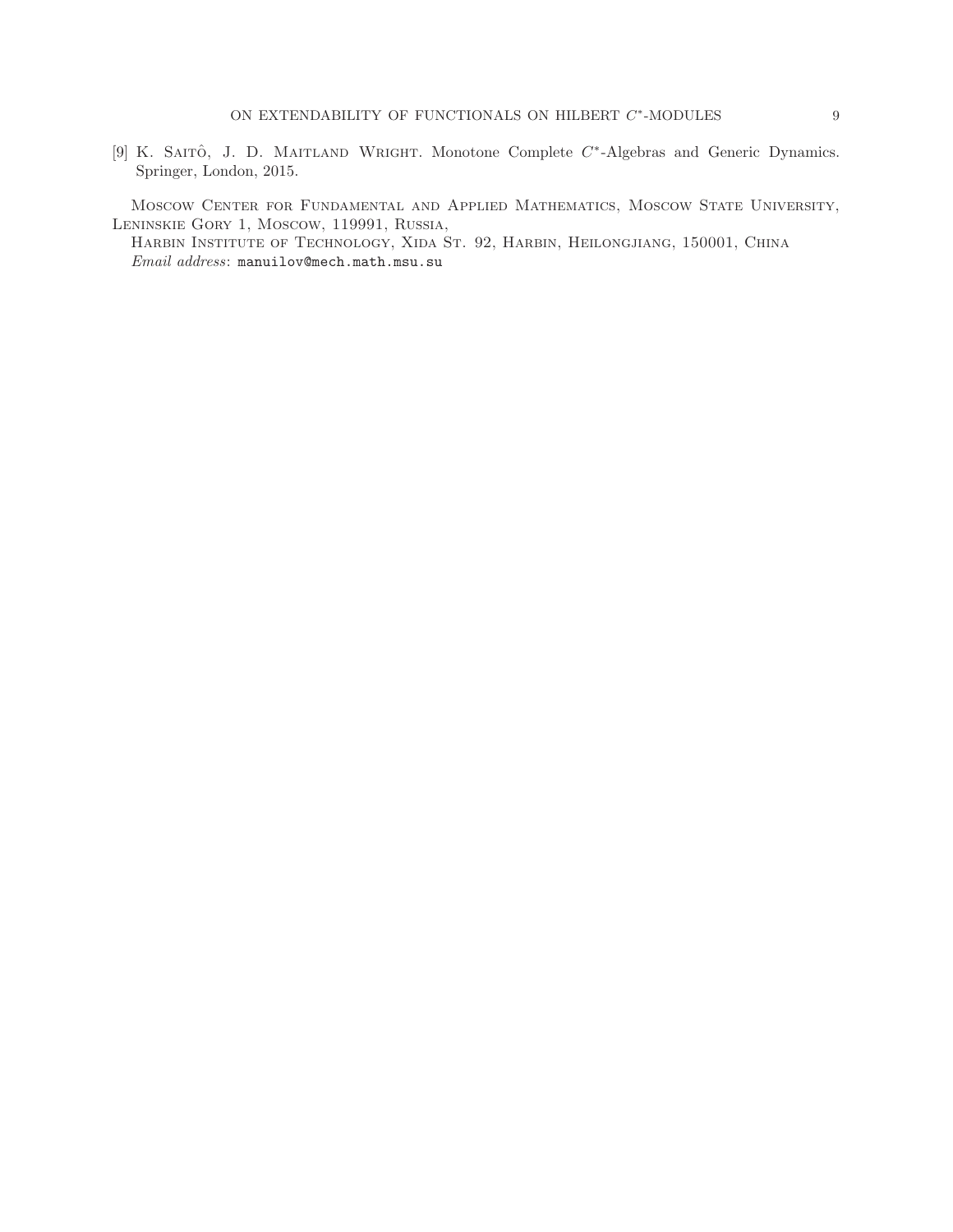[9] K. Saitô, J. D. Maitland Wright. Monotone Complete $C^*$-Algebras and Generic Dynamics. Springer, London, 2015.

Moscow Center for Fundamental and Applied Mathematics, Moscow State University, Leninskie Gory 1, Moscow, 119991, Russia,

Harbin Institute of Technology, Xida St. 92, Harbin, Heilongjiang, 150001, China

*Email address*: manuilov@mech.math.msu.su